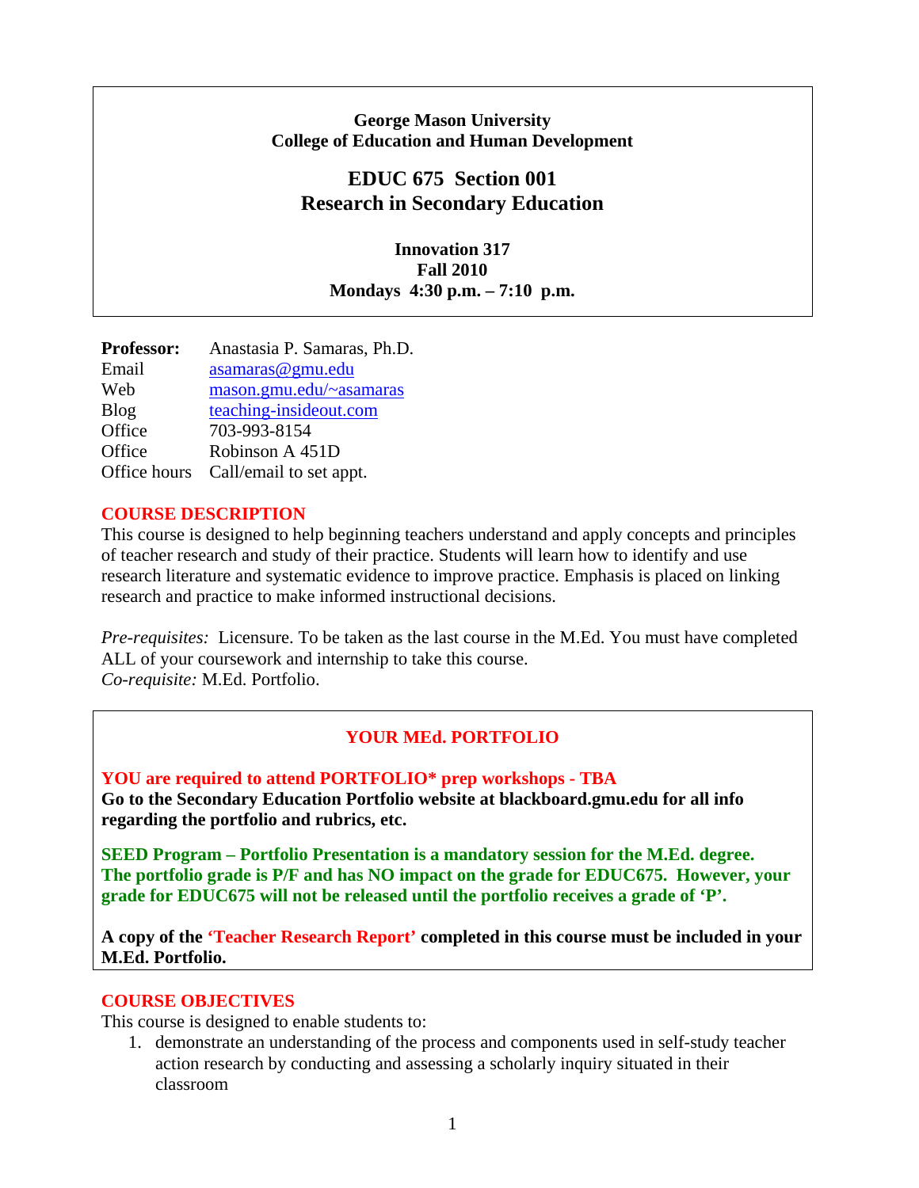**George Mason University**
**College of Education and Human Development**

# EDUC 675 Section 001
# Research in Secondary Education

**Innovation 317**
**Fall 2010**
**Mondays 4:30 p.m. – 7:10 p.m.**

| | |
|---|---|
| **Professor:** | Anastasia P. Samaras, Ph.D. |
| Email | asamaras@gmu.edu |
| Web | mason.gmu.edu/~asamaras |
| Blog | teaching-insideout.com |
| Office | 703-993-8154 |
| Office | Robinson A 451D |
| Office hours | Call/email to set appt. |

## COURSE DESCRIPTION

This course is designed to help beginning teachers understand and apply concepts and principles of teacher research and study of their practice. Students will learn how to identify and use research literature and systematic evidence to improve practice. Emphasis is placed on linking research and practice to make informed instructional decisions.

*Pre-requisites:* Licensure. To be taken as the last course in the M.Ed. You must have completed ALL of your coursework and internship to take this course.
*Co-requisite:* M.Ed. Portfolio.

## YOUR MEd. PORTFOLIO

**YOU are required to attend PORTFOLIO* prep workshops - TBA**
**Go to the Secondary Education Portfolio website at blackboard.gmu.edu for all info regarding the portfolio and rubrics, etc.**

**SEED Program – Portfolio Presentation is a mandatory session for the M.Ed. degree. The portfolio grade is P/F and has NO impact on the grade for EDUC675. However, your grade for EDUC675 will not be released until the portfolio receives a grade of 'P'.**

**A copy of the 'Teacher Research Report' completed in this course must be included in your M.Ed. Portfolio.**

## COURSE OBJECTIVES

This course is designed to enable students to:

1. demonstrate an understanding of the process and components used in self-study teacher action research by conducting and assessing a scholarly inquiry situated in their classroom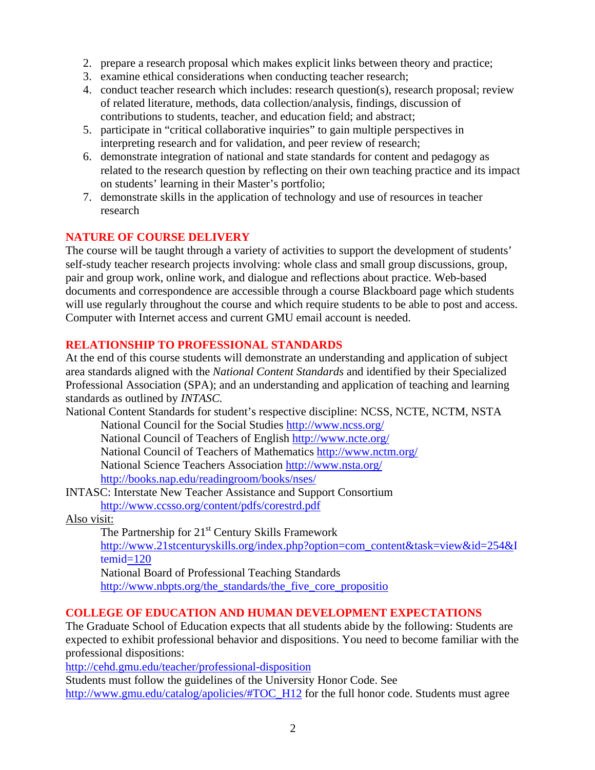2. prepare a research proposal which makes explicit links between theory and practice;
3. examine ethical considerations when conducting teacher research;
4. conduct teacher research which includes: research question(s), research proposal; review of related literature, methods, data collection/analysis, findings, discussion of contributions to students, teacher, and education field; and abstract;
5. participate in "critical collaborative inquiries" to gain multiple perspectives in interpreting research and for validation, and peer review of research;
6. demonstrate integration of national and state standards for content and pedagogy as related to the research question by reflecting on their own teaching practice and its impact on students' learning in their Master's portfolio;
7. demonstrate skills in the application of technology and use of resources in teacher research

## NATURE OF COURSE DELIVERY

The course will be taught through a variety of activities to support the development of students' self-study teacher research projects involving: whole class and small group discussions, group, pair and group work, online work, and dialogue and reflections about practice. Web-based documents and correspondence are accessible through a course Blackboard page which students will use regularly throughout the course and which require students to be able to post and access. Computer with Internet access and current GMU email account is needed.

## RELATIONSHIP TO PROFESSIONAL STANDARDS

At the end of this course students will demonstrate an understanding and application of subject area standards aligned with the *National Content Standards* and identified by their Specialized Professional Association (SPA); and an understanding and application of teaching and learning standards as outlined by *INTASC.*

National Content Standards for student's respective discipline: NCSS, NCTE, NCTM, NSTA

National Council for the Social Studies http://www.ncss.org/
National Council of Teachers of English http://www.ncte.org/
National Council of Teachers of Mathematics http://www.nctm.org/
National Science Teachers Association http://www.nsta.org/
http://books.nap.edu/readingroom/books/nses/

INTASC: Interstate New Teacher Assistance and Support Consortium
http://www.ccsso.org/content/pdfs/corestrd.pdf

Also visit:

The Partnership for 21st Century Skills Framework
http://www.21stcenturyskills.org/index.php?option=com_content&task=view&id=254&Itemid=120
National Board of Professional Teaching Standards
http://www.nbpts.org/the_standards/the_five_core_propositio

## COLLEGE OF EDUCATION AND HUMAN DEVELOPMENT EXPECTATIONS

The Graduate School of Education expects that all students abide by the following: Students are expected to exhibit professional behavior and dispositions. You need to become familiar with the professional dispositions:
http://cehd.gmu.edu/teacher/professional-disposition
Students must follow the guidelines of the University Honor Code. See http://www.gmu.edu/catalog/apolicies/#TOC_H12 for the full honor code. Students must agree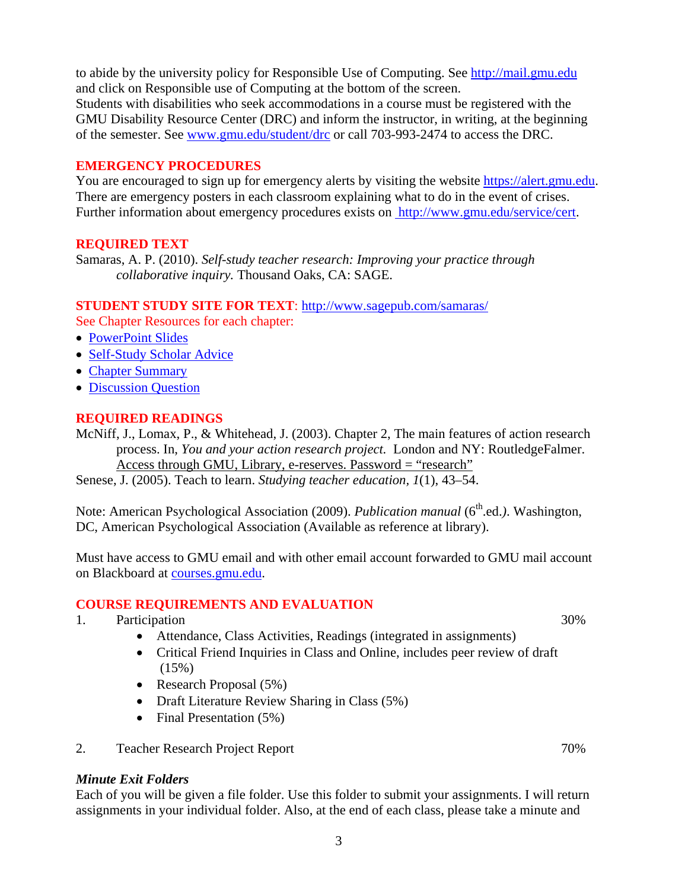to abide by the university policy for Responsible Use of Computing. See http://mail.gmu.edu and click on Responsible use of Computing at the bottom of the screen.
Students with disabilities who seek accommodations in a course must be registered with the GMU Disability Resource Center (DRC) and inform the instructor, in writing, at the beginning of the semester. See www.gmu.edu/student/drc or call 703-993-2474 to access the DRC.

## EMERGENCY PROCEDURES

You are encouraged to sign up for emergency alerts by visiting the website https://alert.gmu.edu. There are emergency posters in each classroom explaining what to do in the event of crises. Further information about emergency procedures exists on http://www.gmu.edu/service/cert.

## REQUIRED TEXT

Samaras, A. P. (2010). *Self-study teacher research: Improving your practice through collaborative inquiry.* Thousand Oaks, CA: SAGE.

## STUDENT STUDY SITE FOR TEXT: http://www.sagepub.com/samaras/

See Chapter Resources for each chapter:

- PowerPoint Slides
- Self-Study Scholar Advice
- Chapter Summary
- Discussion Question

## REQUIRED READINGS

McNiff, J., Lomax, P., & Whitehead, J. (2003). Chapter 2, The main features of action research process. In, *You and your action research project.* London and NY: RoutledgeFalmer. Access through GMU, Library, e-reserves. Password = "research"

Senese, J. (2005). Teach to learn. *Studying teacher education, 1*(1), 43–54.

Note: American Psychological Association (2009). *Publication manual* (6th.ed.). Washington, DC, American Psychological Association (Available as reference at library).

Must have access to GMU email and with other email account forwarded to GMU mail account on Blackboard at courses.gmu.edu.

## COURSE REQUIREMENTS AND EVALUATION

1. Participation — 30%
   - Attendance, Class Activities, Readings (integrated in assignments)
   - Critical Friend Inquiries in Class and Online, includes peer review of draft (15%)
   - Research Proposal (5%)
   - Draft Literature Review Sharing in Class (5%)
   - Final Presentation (5%)

2. Teacher Research Project Report — 70%

### *Minute Exit Folders*

Each of you will be given a file folder. Use this folder to submit your assignments. I will return assignments in your individual folder. Also, at the end of each class, please take a minute and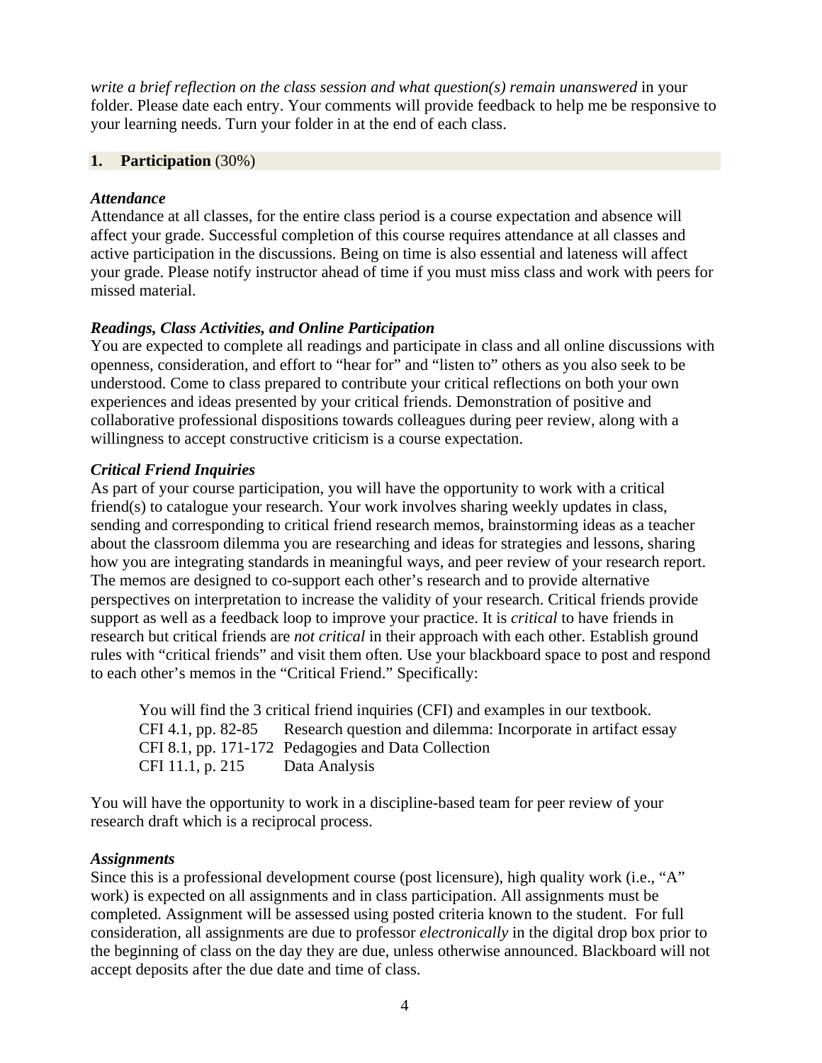*write a brief reflection on the class session and what question(s) remain unanswered* in your folder. Please date each entry. Your comments will provide feedback to help me be responsive to your learning needs. Turn your folder in at the end of each class.

## 1. **Participation** (30%)

### *Attendance*

Attendance at all classes, for the entire class period is a course expectation and absence will affect your grade. Successful completion of this course requires attendance at all classes and active participation in the discussions. Being on time is also essential and lateness will affect your grade. Please notify instructor ahead of time if you must miss class and work with peers for missed material.

### *Readings, Class Activities, and Online Participation*

You are expected to complete all readings and participate in class and all online discussions with openness, consideration, and effort to "hear for" and "listen to" others as you also seek to be understood. Come to class prepared to contribute your critical reflections on both your own experiences and ideas presented by your critical friends. Demonstration of positive and collaborative professional dispositions towards colleagues during peer review, along with a willingness to accept constructive criticism is a course expectation.

### *Critical Friend Inquiries*

As part of your course participation, you will have the opportunity to work with a critical friend(s) to catalogue your research. Your work involves sharing weekly updates in class, sending and corresponding to critical friend research memos, brainstorming ideas as a teacher about the classroom dilemma you are researching and ideas for strategies and lessons, sharing how you are integrating standards in meaningful ways, and peer review of your research report. The memos are designed to co-support each other's research and to provide alternative perspectives on interpretation to increase the validity of your research. Critical friends provide support as well as a feedback loop to improve your practice. It is *critical* to have friends in research but critical friends are *not critical* in their approach with each other. Establish ground rules with "critical friends" and visit them often. Use your blackboard space to post and respond to each other's memos in the "Critical Friend." Specifically:

> You will find the 3 critical friend inquiries (CFI) and examples in our textbook.
> CFI 4.1, pp. 82-85 Research question and dilemma: Incorporate in artifact essay
> CFI 8.1, pp. 171-172 Pedagogies and Data Collection
> CFI 11.1, p. 215 Data Analysis

You will have the opportunity to work in a discipline-based team for peer review of your research draft which is a reciprocal process.

### *Assignments*

Since this is a professional development course (post licensure), high quality work (i.e., "A" work) is expected on all assignments and in class participation. All assignments must be completed. Assignment will be assessed using posted criteria known to the student. For full consideration, all assignments are due to professor *electronically* in the digital drop box prior to the beginning of class on the day they are due, unless otherwise announced. Blackboard will not accept deposits after the due date and time of class.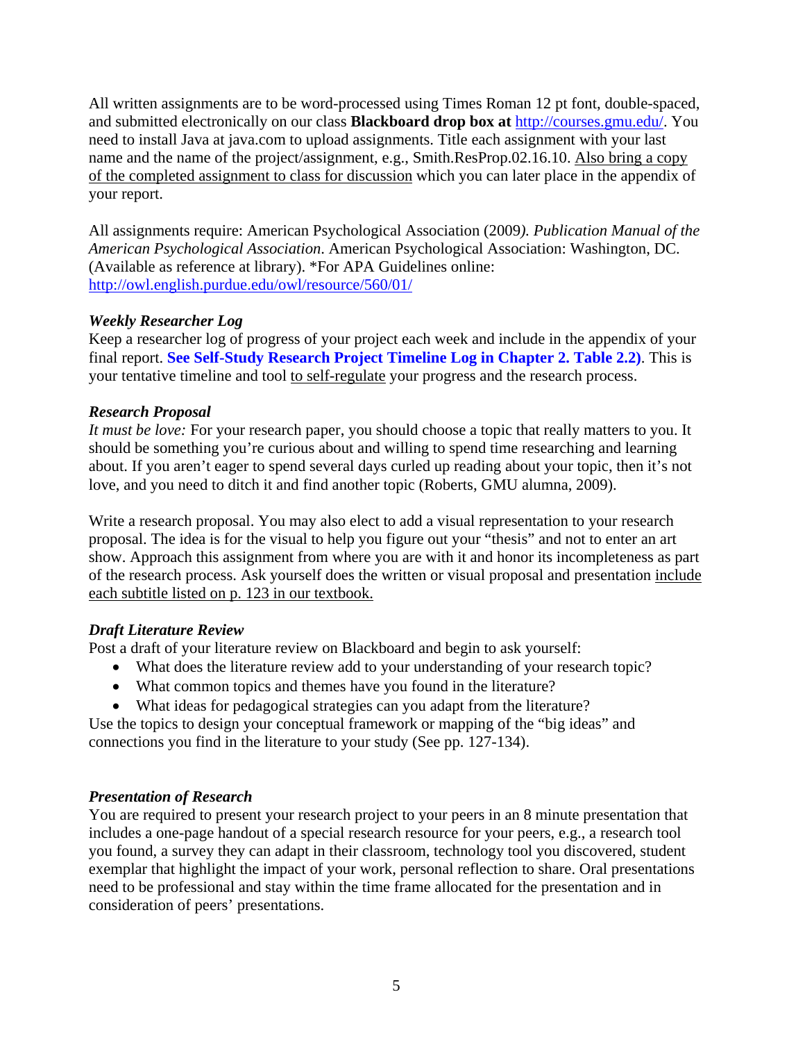All written assignments are to be word-processed using Times Roman 12 pt font, double-spaced, and submitted electronically on our class **Blackboard drop box at** http://courses.gmu.edu/. You need to install Java at java.com to upload assignments. Title each assignment with your last name and the name of the project/assignment, e.g., Smith.ResProp.02.16.10. <u>Also bring a copy of the completed assignment to class for discussion</u> which you can later place in the appendix of your report.

All assignments require: American Psychological Association (2009*). Publication Manual of the American Psychological Association.* American Psychological Association: Washington, DC. (Available as reference at library). *For APA Guidelines online: http://owl.english.purdue.edu/owl/resource/560/01/

### *Weekly Researcher Log*

Keep a researcher log of progress of your project each week and include in the appendix of your final report. **See Self-Study Research Project Timeline Log in Chapter 2. Table 2.2)**. This is your tentative timeline and tool <u>to self-regulate</u> your progress and the research process.

### *Research Proposal*

*It must be love:* For your research paper, you should choose a topic that really matters to you. It should be something you're curious about and willing to spend time researching and learning about. If you aren't eager to spend several days curled up reading about your topic, then it's not love, and you need to ditch it and find another topic (Roberts, GMU alumna, 2009).

Write a research proposal. You may also elect to add a visual representation to your research proposal. The idea is for the visual to help you figure out your "thesis" and not to enter an art show. Approach this assignment from where you are with it and honor its incompleteness as part of the research process. Ask yourself does the written or visual proposal and presentation <u>include each subtitle listed on p. 123 in our textbook.</u>

### *Draft Literature Review*

Post a draft of your literature review on Blackboard and begin to ask yourself:

- What does the literature review add to your understanding of your research topic?
- What common topics and themes have you found in the literature?
- What ideas for pedagogical strategies can you adapt from the literature?

Use the topics to design your conceptual framework or mapping of the "big ideas" and connections you find in the literature to your study (See pp. 127-134).

### *Presentation of Research*

You are required to present your research project to your peers in an 8 minute presentation that includes a one-page handout of a special research resource for your peers, e.g., a research tool you found, a survey they can adapt in their classroom, technology tool you discovered, student exemplar that highlight the impact of your work, personal reflection to share. Oral presentations need to be professional and stay within the time frame allocated for the presentation and in consideration of peers' presentations.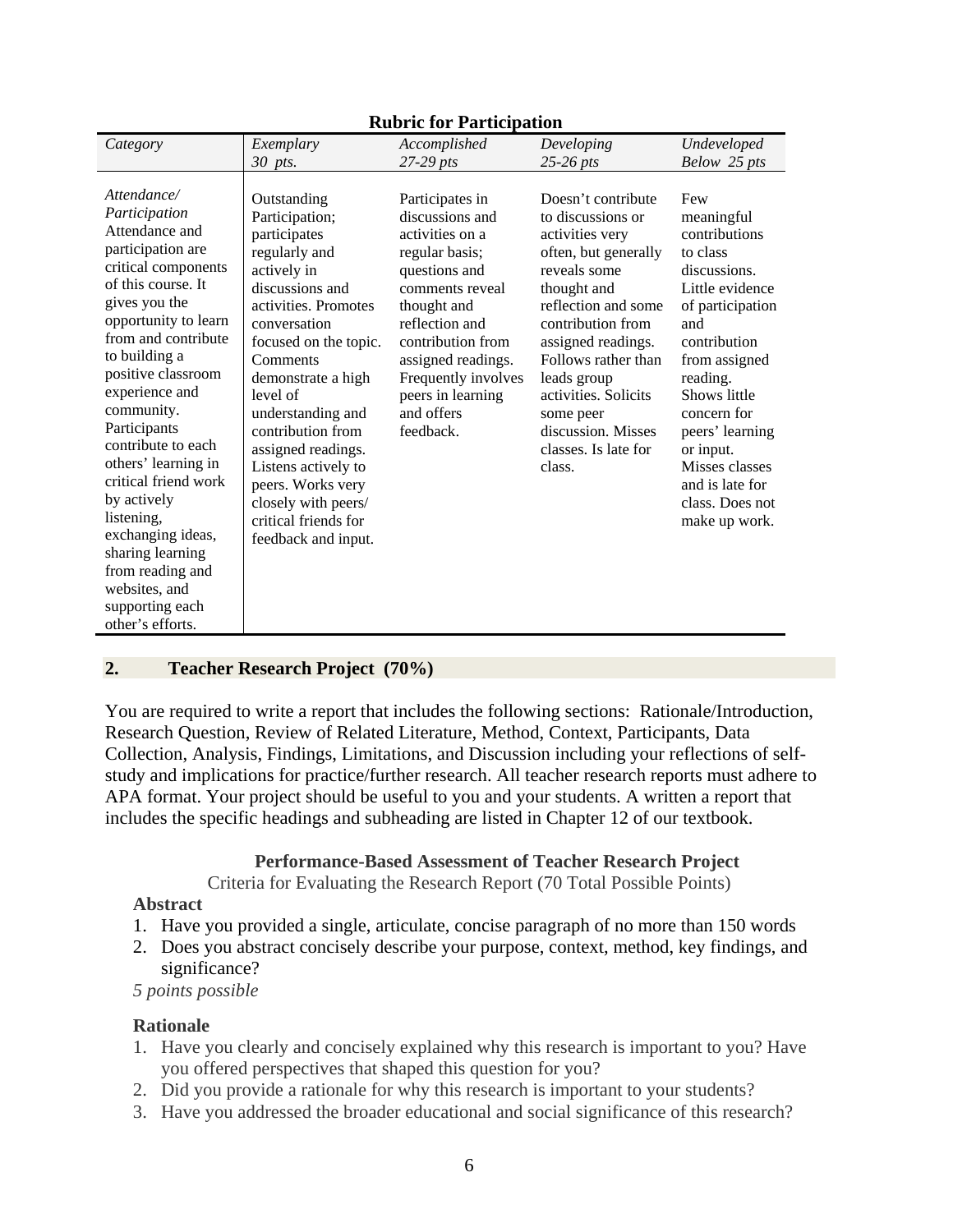**Rubric for Participation**

| *Category* | *Exemplary* *30 pts.* | *Accomplished* *27-29 pts* | *Developing* *25-26 pts* | *Undeveloped* *Below 25 pts* |
|---|---|---|---|---|
| *Attendance/ Participation* Attendance and participation are critical components of this course. It gives you the opportunity to learn from and contribute to building a positive classroom experience and community. Participants contribute to each others' learning in critical friend work by actively listening, exchanging ideas, sharing learning from reading and websites, and supporting each other's efforts. | Outstanding Participation; participates regularly and actively in discussions and activities. Promotes conversation focused on the topic. Comments demonstrate a high level of understanding and contribution from assigned readings. Listens actively to peers. Works very closely with peers/ critical friends for feedback and input. | Participates in discussions and activities on a regular basis; questions and comments reveal thought and reflection and contribution from assigned readings. Frequently involves peers in learning and offers feedback. | Doesn't contribute to discussions or activities very often, but generally reveals some thought and reflection and some contribution from assigned readings. Follows rather than leads group activities. Solicits some peer discussion. Misses classes. Is late for class. | Few meaningful contributions to class discussions. Little evidence of participation and contribution from assigned reading. Shows little concern for peers' learning or input. Misses classes and is late for class. Does not make up work. |

## 2. Teacher Research Project (70%)

You are required to write a report that includes the following sections: Rationale/Introduction, Research Question, Review of Related Literature, Method, Context, Participants, Data Collection, Analysis, Findings, Limitations, and Discussion including your reflections of self-study and implications for practice/further research. All teacher research reports must adhere to APA format. Your project should be useful to you and your students. A written a report that includes the specific headings and subheading are listed in Chapter 12 of our textbook.

**Performance-Based Assessment of Teacher Research Project**

Criteria for Evaluating the Research Report (70 Total Possible Points)

**Abstract**

1. Have you provided a single, articulate, concise paragraph of no more than 150 words
2. Does you abstract concisely describe your purpose, context, method, key findings, and significance?

*5 points possible*

**Rationale**

1. Have you clearly and concisely explained why this research is important to you? Have you offered perspectives that shaped this question for you?
2. Did you provide a rationale for why this research is important to your students?
3. Have you addressed the broader educational and social significance of this research?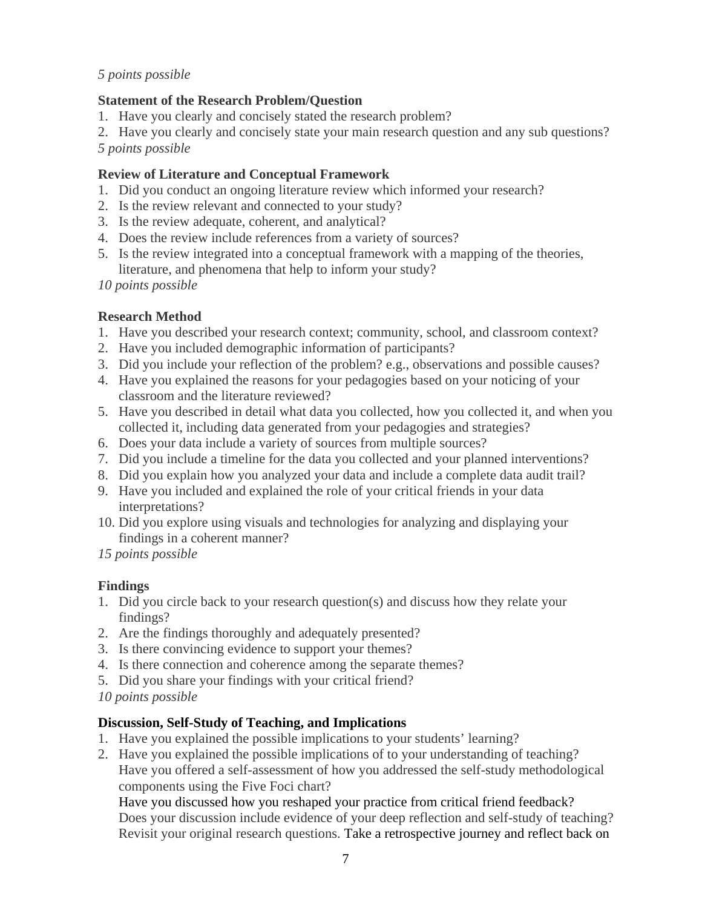*5 points possible*

**Statement of the Research Problem/Question**

1. Have you clearly and concisely stated the research problem?
2. Have you clearly and concisely state your main research question and any sub questions?

*5 points possible*

**Review of Literature and Conceptual Framework**

1. Did you conduct an ongoing literature review which informed your research?
2. Is the review relevant and connected to your study?
3. Is the review adequate, coherent, and analytical?
4. Does the review include references from a variety of sources?
5. Is the review integrated into a conceptual framework with a mapping of the theories, literature, and phenomena that help to inform your study?

*10 points possible*

**Research Method**

1. Have you described your research context; community, school, and classroom context?
2. Have you included demographic information of participants?
3. Did you include your reflection of the problem? e.g., observations and possible causes?
4. Have you explained the reasons for your pedagogies based on your noticing of your classroom and the literature reviewed?
5. Have you described in detail what data you collected, how you collected it, and when you collected it, including data generated from your pedagogies and strategies?
6. Does your data include a variety of sources from multiple sources?
7. Did you include a timeline for the data you collected and your planned interventions?
8. Did you explain how you analyzed your data and include a complete data audit trail?
9. Have you included and explained the role of your critical friends in your data interpretations?
10. Did you explore using visuals and technologies for analyzing and displaying your findings in a coherent manner?

*15 points possible*

**Findings**

1. Did you circle back to your research question(s) and discuss how they relate your findings?
2. Are the findings thoroughly and adequately presented?
3. Is there convincing evidence to support your themes?
4. Is there connection and coherence among the separate themes?
5. Did you share your findings with your critical friend?

*10 points possible*

**Discussion, Self-Study of Teaching, and Implications**

1. Have you explained the possible implications to your students' learning?
2. Have you explained the possible implications of to your understanding of teaching? Have you offered a self-assessment of how you addressed the self-study methodological components using the Five Foci chart?
   Have you discussed how you reshaped your practice from critical friend feedback?
   Does your discussion include evidence of your deep reflection and self-study of teaching?
   Revisit your original research questions. Take a retrospective journey and reflect back on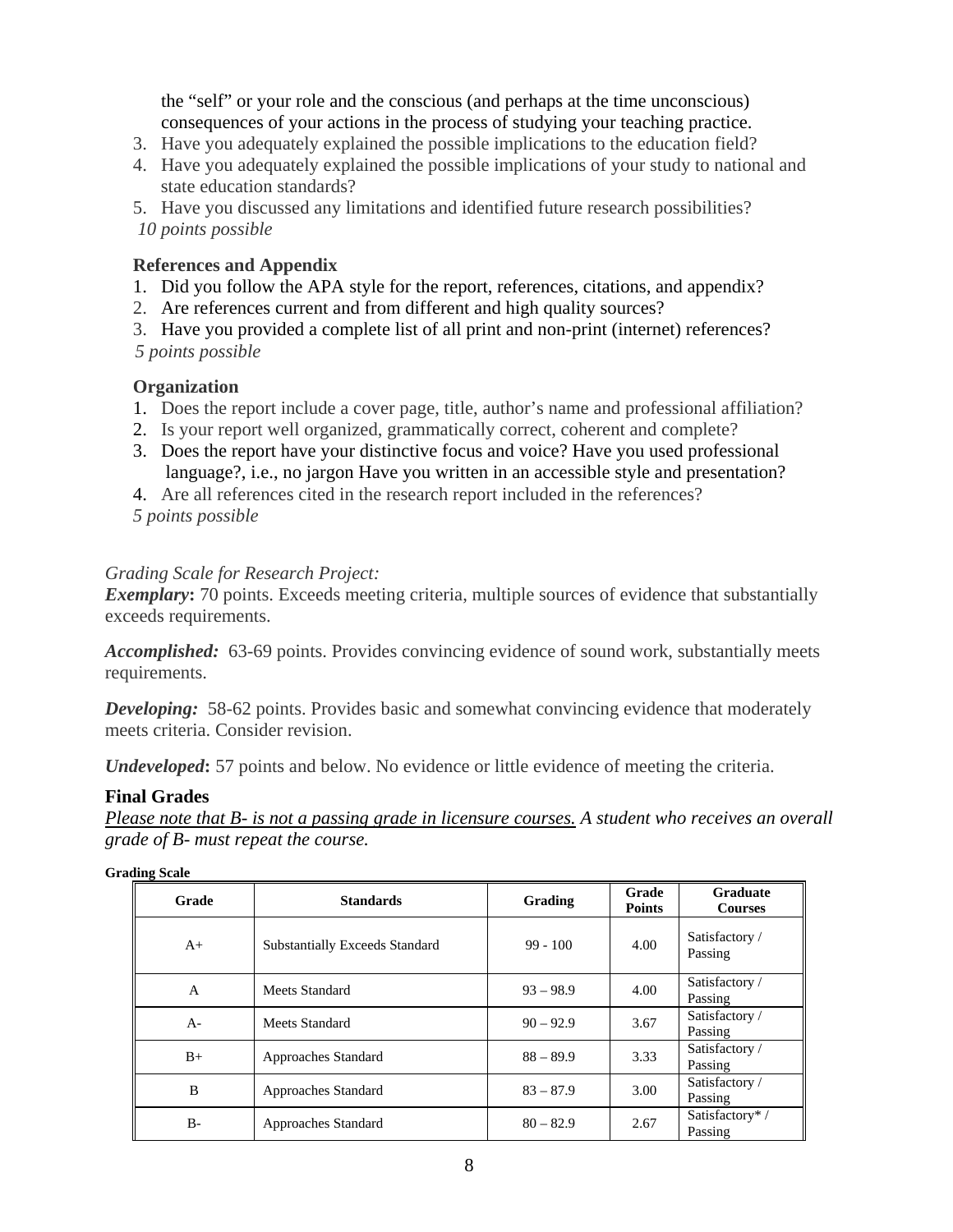the “self” or your role and the conscious (and perhaps at the time unconscious) consequences of your actions in the process of studying your teaching practice.

3. Have you adequately explained the possible implications to the education field?
4. Have you adequately explained the possible implications of your study to national and state education standards?
5. Have you discussed any limitations and identified future research possibilities?

*10 points possible*

**References and Appendix**

1. Did you follow the APA style for the report, references, citations, and appendix?
2. Are references current and from different and high quality sources?
3. Have you provided a complete list of all print and non-print (internet) references?

*5 points possible*

**Organization**

1. Does the report include a cover page, title, author’s name and professional affiliation?
2. Is your report well organized, grammatically correct, coherent and complete?
3. Does the report have your distinctive focus and voice? Have you used professional language?, i.e., no jargon Have you written in an accessible style and presentation?
4. Are all references cited in the research report included in the references?

*5 points possible*

*Grading Scale for Research Project:*

***Exemplary*: ** 70 points. Exceeds meeting criteria, multiple sources of evidence that substantially exceeds requirements.

***Accomplished:*** 63-69 points. Provides convincing evidence of sound work, substantially meets requirements.

***Developing:*** 58-62 points. Provides basic and somewhat convincing evidence that moderately meets criteria. Consider revision.

***Undeveloped*: ** 57 points and below. No evidence or little evidence of meeting the criteria.

### Final Grades

*<u>Please note that B- is not a passing grade in licensure courses.</u> A student who receives an overall grade of B- must repeat the course.*

**Grading Scale**

| Grade | Standards | Grading | Grade Points | Graduate Courses |
|---|---|---|---|---|
| A+ | Substantially Exceeds Standard | 99 - 100 | 4.00 | Satisfactory / Passing |
| A | Meets Standard | 93 – 98.9 | 4.00 | Satisfactory / Passing |
| A- | Meets Standard | 90 – 92.9 | 3.67 | Satisfactory / Passing |
| B+ | Approaches Standard | 88 – 89.9 | 3.33 | Satisfactory / Passing |
| B | Approaches Standard | 83 – 87.9 | 3.00 | Satisfactory / Passing |
| B- | Approaches Standard | 80 – 82.9 | 2.67 | Satisfactory* / Passing |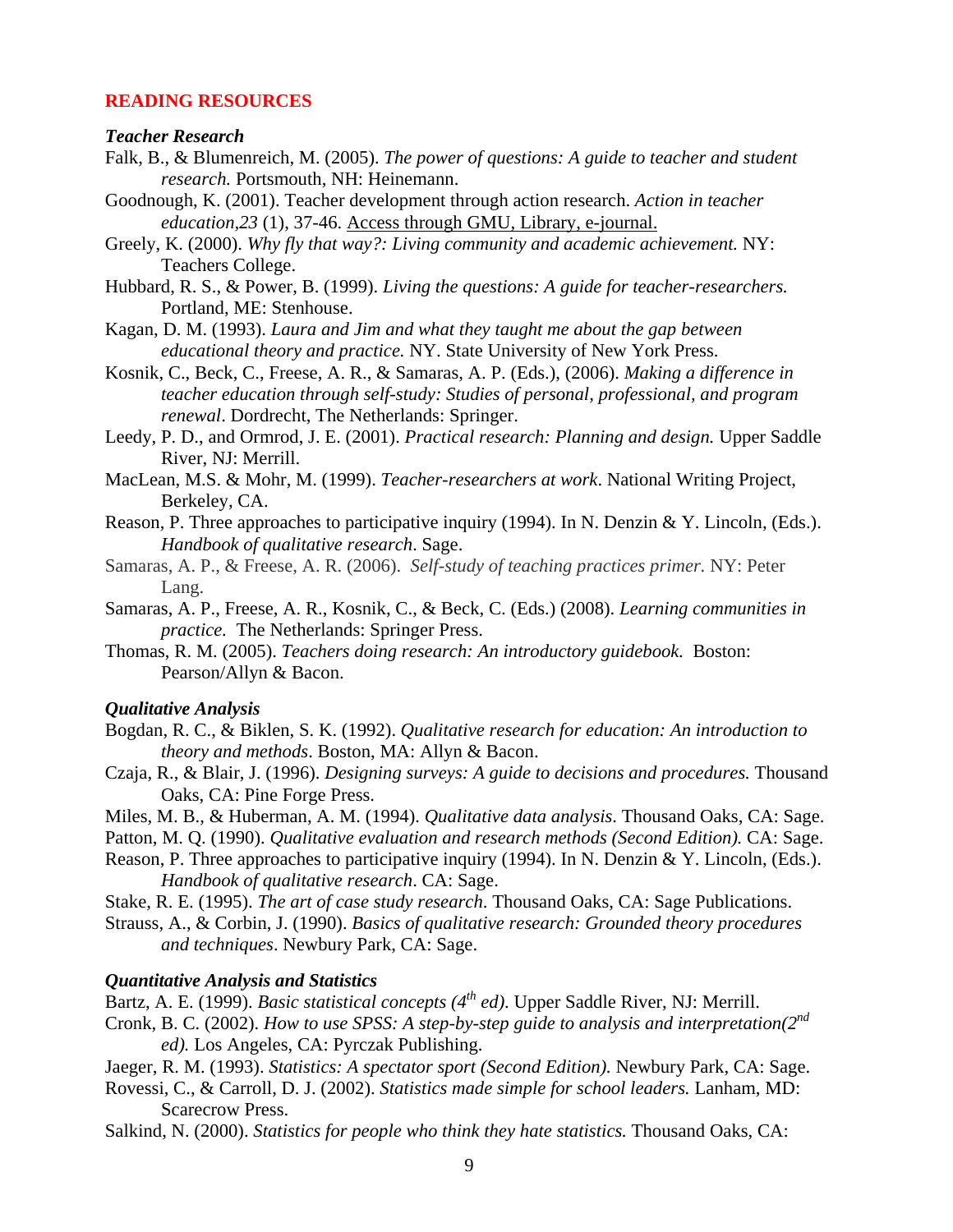## READING RESOURCES

### *Teacher Research*

Falk, B., & Blumenreich, M. (2005). *The power of questions: A guide to teacher and student research.* Portsmouth, NH: Heinemann.

Goodnough, K. (2001). Teacher development through action research. *Action in teacher education,23* (1), 37-46. Access through GMU, Library, e-journal.

Greely, K. (2000). *Why fly that way?: Living community and academic achievement.* NY: Teachers College.

Hubbard, R. S., & Power, B. (1999). *Living the questions: A guide for teacher-researchers.* Portland, ME: Stenhouse.

Kagan, D. M. (1993). *Laura and Jim and what they taught me about the gap between educational theory and practice.* NY. State University of New York Press.

Kosnik, C., Beck, C., Freese, A. R., & Samaras, A. P. (Eds.), (2006). *Making a difference in teacher education through self-study: Studies of personal, professional, and program renewal*. Dordrecht, The Netherlands: Springer.

Leedy, P. D., and Ormrod, J. E. (2001). *Practical research: Planning and design.* Upper Saddle River, NJ: Merrill.

MacLean, M.S. & Mohr, M. (1999). *Teacher-researchers at work*. National Writing Project, Berkeley, CA.

Reason, P. Three approaches to participative inquiry (1994). In N. Denzin & Y. Lincoln, (Eds.). *Handbook of qualitative research*. Sage.

Samaras, A. P., & Freese, A. R. (2006). *Self-study of teaching practices primer.* NY: Peter Lang.

Samaras, A. P., Freese, A. R., Kosnik, C., & Beck, C. (Eds.) (2008). *Learning communities in practice.* The Netherlands: Springer Press.

Thomas, R. M. (2005). *Teachers doing research: An introductory guidebook.* Boston: Pearson/Allyn & Bacon.

### *Qualitative Analysis*

Bogdan, R. C., & Biklen, S. K. (1992). *Qualitative research for education: An introduction to theory and methods*. Boston, MA: Allyn & Bacon.

Czaja, R., & Blair, J. (1996). *Designing surveys: A guide to decisions and procedures.* Thousand Oaks, CA: Pine Forge Press.

Miles, M. B., & Huberman, A. M. (1994). *Qualitative data analysis*. Thousand Oaks, CA: Sage.

Patton, M. Q. (1990). *Qualitative evaluation and research methods (Second Edition).* CA: Sage.

Reason, P. Three approaches to participative inquiry (1994). In N. Denzin & Y. Lincoln, (Eds.). *Handbook of qualitative research*. CA: Sage.

Stake, R. E. (1995). *The art of case study research*. Thousand Oaks, CA: Sage Publications.

Strauss, A., & Corbin, J. (1990). *Basics of qualitative research: Grounded theory procedures and techniques*. Newbury Park, CA: Sage.

### *Quantitative Analysis and Statistics*

Bartz, A. E. (1999). *Basic statistical concepts (4th ed)*. Upper Saddle River, NJ: Merrill.

Cronk, B. C. (2002). *How to use SPSS: A step-by-step guide to analysis and interpretation(2nd ed).* Los Angeles, CA: Pyrczak Publishing.

Jaeger, R. M. (1993). *Statistics: A spectator sport (Second Edition).* Newbury Park, CA: Sage.

Rovessi, C., & Carroll, D. J. (2002). *Statistics made simple for school leaders.* Lanham, MD: Scarecrow Press.

Salkind, N. (2000). *Statistics for people who think they hate statistics.* Thousand Oaks, CA: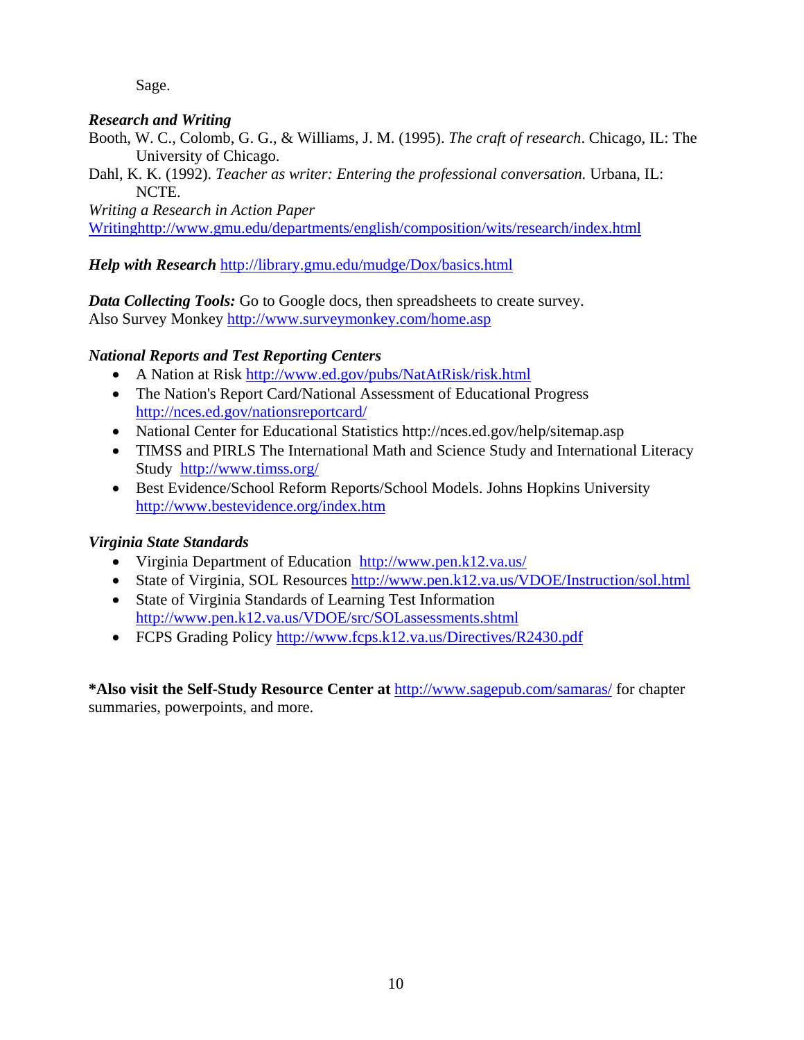Sage.

***Research and Writing***

Booth, W. C., Colomb, G. G., & Williams, J. M. (1995). *The craft of research*. Chicago, IL: The University of Chicago.

Dahl, K. K. (1992). *Teacher as writer: Entering the professional conversation.* Urbana, IL: NCTE.

*Writing a Research in Action Paper*
Writinghttp://www.gmu.edu/departments/english/composition/wits/research/index.html

***Help with Research*** http://library.gmu.edu/mudge/Dox/basics.html

***Data Collecting Tools:*** Go to Google docs, then spreadsheets to create survey.
Also Survey Monkey http://www.surveymonkey.com/home.asp

***National Reports and Test Reporting Centers***

- A Nation at Risk http://www.ed.gov/pubs/NatAtRisk/risk.html
- The Nation's Report Card/National Assessment of Educational Progress http://nces.ed.gov/nationsreportcard/
- National Center for Educational Statistics http://nces.ed.gov/help/sitemap.asp
- TIMSS and PIRLS The International Math and Science Study and International Literacy Study http://www.timss.org/
- Best Evidence/School Reform Reports/School Models. Johns Hopkins University http://www.bestevidence.org/index.htm

***Virginia State Standards***

- Virginia Department of Education http://www.pen.k12.va.us/
- State of Virginia, SOL Resources http://www.pen.k12.va.us/VDOE/Instruction/sol.html
- State of Virginia Standards of Learning Test Information http://www.pen.k12.va.us/VDOE/src/SOLassessments.shtml
- FCPS Grading Policy http://www.fcps.k12.va.us/Directives/R2430.pdf

**\*Also visit the Self-Study Resource Center at** http://www.sagepub.com/samaras/ for chapter summaries, powerpoints, and more.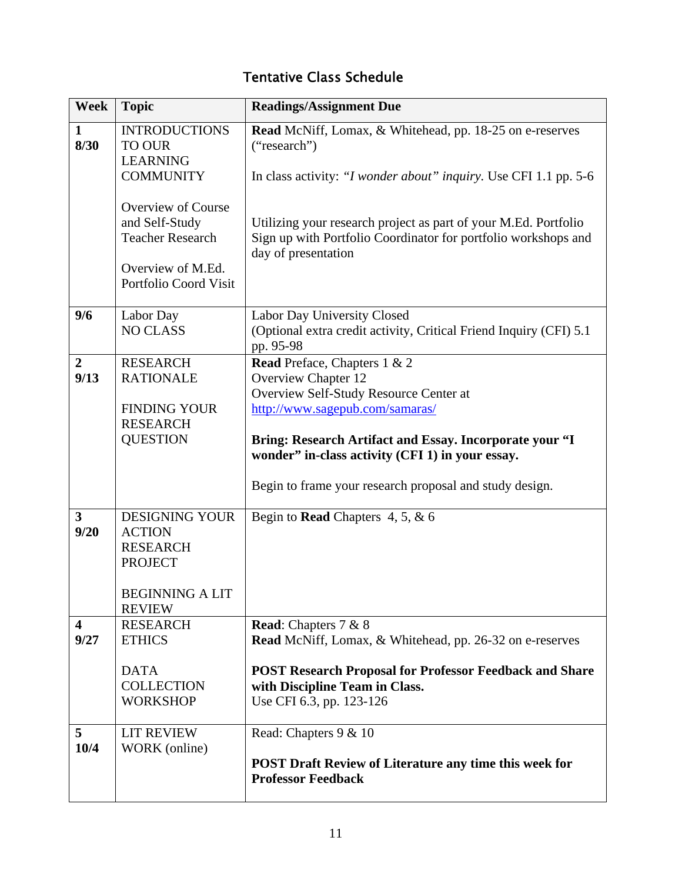## Tentative Class Schedule

| Week | Topic | Readings/Assignment Due |
|---|---|---|
| **1**<br>**8/30** | INTRODUCTIONS TO OUR LEARNING COMMUNITY<br><br>Overview of Course and Self-Study Teacher Research<br><br>Overview of M.Ed. Portfolio Coord Visit | **Read** McNiff, Lomax, & Whitehead, pp. 18-25 on e-reserves ("research")<br><br>In class activity: *"I wonder about" inquiry.* Use CFI 1.1 pp. 5-6<br><br>Utilizing your research project as part of your M.Ed. Portfolio Sign up with Portfolio Coordinator for portfolio workshops and day of presentation |
| **9/6** | Labor Day<br>NO CLASS | Labor Day University Closed<br>(Optional extra credit activity, Critical Friend Inquiry (CFI) 5.1 pp. 95-98 |
| **2**<br>**9/13** | RESEARCH RATIONALE<br><br>FINDING YOUR RESEARCH QUESTION | **Read** Preface, Chapters 1 & 2<br>Overview Chapter 12<br>Overview Self-Study Resource Center at http://www.sagepub.com/samaras/<br><br>**Bring: Research Artifact and Essay. Incorporate your "I wonder" in-class activity (CFI 1) in your essay.**<br><br>Begin to frame your research proposal and study design. |
| **3**<br>**9/20** | DESIGNING YOUR ACTION RESEARCH PROJECT<br><br>BEGINNING A LIT REVIEW | Begin to **Read** Chapters 4, 5, & 6 |
| **4**<br>**9/27** | RESEARCH ETHICS<br><br>DATA COLLECTION WORKSHOP | **Read**: Chapters 7 & 8<br>**Read** McNiff, Lomax, & Whitehead, pp. 26-32 on e-reserves<br><br>**POST Research Proposal for Professor Feedback and Share with Discipline Team in Class.**<br>Use CFI 6.3, pp. 123-126 |
| **5**<br>**10/4** | LIT REVIEW WORK (online) | Read: Chapters 9 & 10<br><br>**POST Draft Review of Literature any time this week for Professor Feedback** |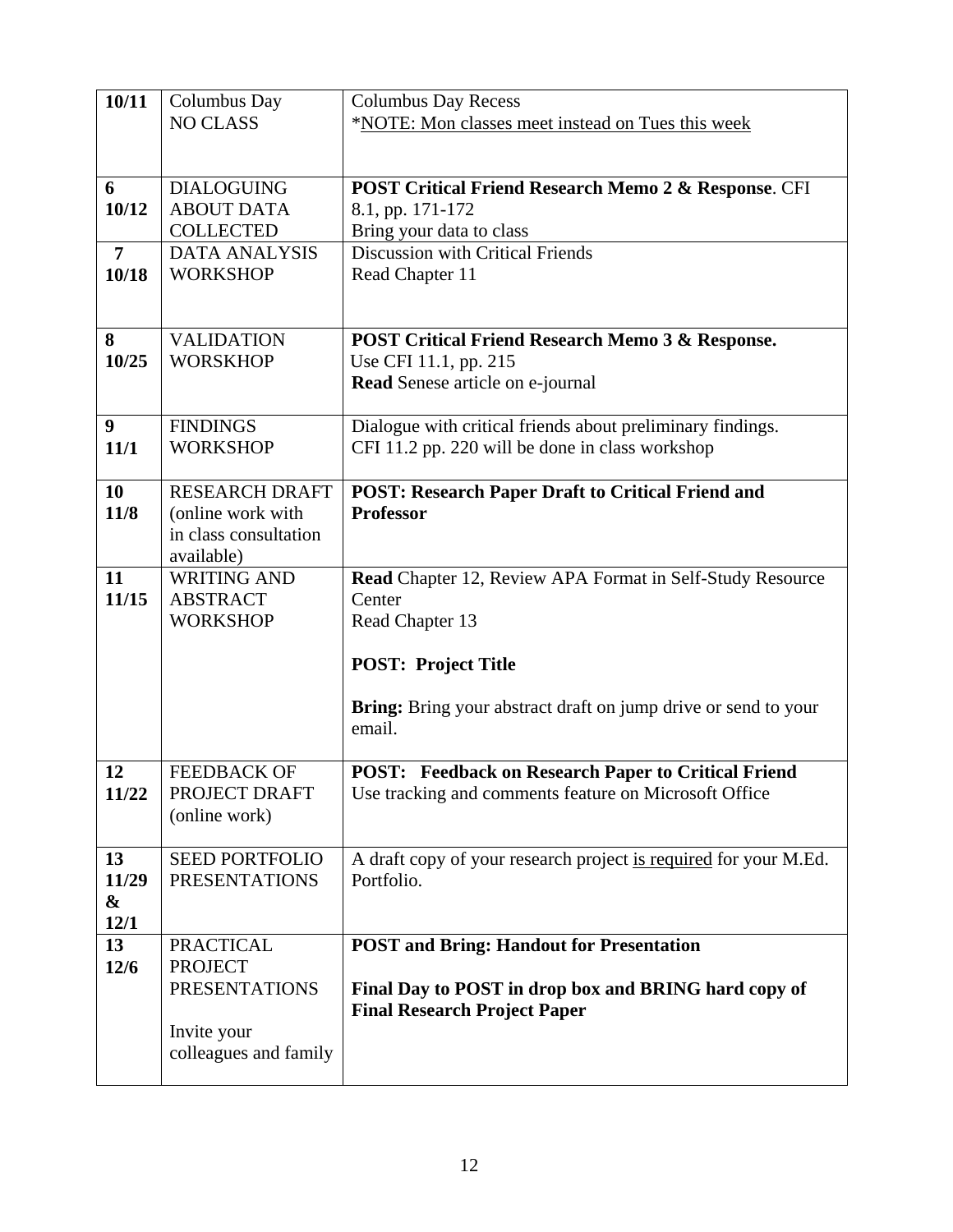| | | |
|---|---|---|
| **10/11** | Columbus Day<br>NO CLASS | Columbus Day Recess<br>*NOTE: Mon classes meet instead on Tues this week |
| **6<br>10/12** | DIALOGUING ABOUT DATA COLLECTED | **POST Critical Friend Research Memo 2 & Response**. CFI 8.1, pp. 171-172<br>Bring your data to class |
| **7<br>10/18** | DATA ANALYSIS WORKSHOP | Discussion with Critical Friends<br>Read Chapter 11 |
| **8<br>10/25** | VALIDATION WORSKHOP | **POST Critical Friend Research Memo 3 & Response.**<br>Use CFI 11.1, pp. 215<br>**Read** Senese article on e-journal |
| **9<br>11/1** | FINDINGS WORKSHOP | Dialogue with critical friends about preliminary findings.<br>CFI 11.2 pp. 220 will be done in class workshop |
| **10<br>11/8** | RESEARCH DRAFT (online work with in class consultation available) | **POST: Research Paper Draft to Critical Friend and Professor** |
| **11<br>11/15** | WRITING AND ABSTRACT WORKSHOP | **Read** Chapter 12, Review APA Format in Self-Study Resource Center<br>Read Chapter 13<br><br>**POST: Project Title**<br><br>**Bring:** Bring your abstract draft on jump drive or send to your email. |
| **12<br>11/22** | FEEDBACK OF PROJECT DRAFT (online work) | **POST: Feedback on Research Paper to Critical Friend**<br>Use tracking and comments feature on Microsoft Office |
| **13<br>11/29<br>&<br>12/1** | SEED PORTFOLIO PRESENTATIONS | A draft copy of your research project is required for your M.Ed. Portfolio. |
| **13<br>12/6** | PRACTICAL PROJECT PRESENTATIONS<br><br>Invite your colleagues and family | **POST and Bring: Handout for Presentation**<br><br>**Final Day to POST in drop box and BRING hard copy of Final Research Project Paper** |